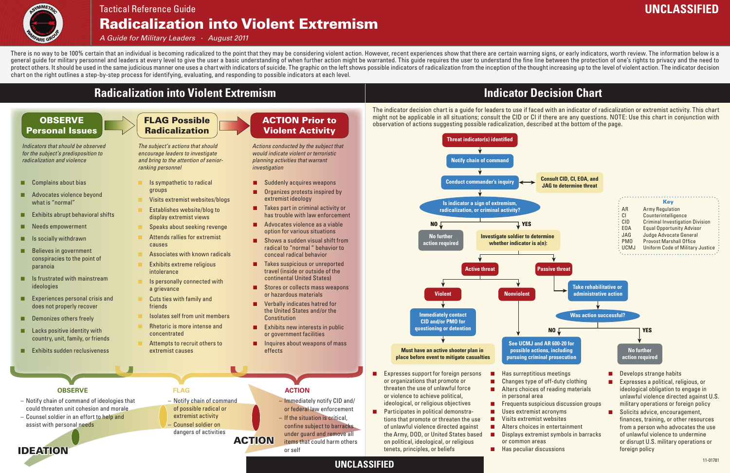UNCLASSIFIED

Tactical Reference Guide

# Radicalization into Violent Extremism

*A Guide for Military Leaders · August 2011*

There is no way to be 100% certain that an individual is becoming radicalized to the point that they may be considering violent action. However, recent experiences show that there are certain warning signs, or early indicators, worth review. The information below is a general guide for military personnel and leaders at every level to give the user a basic understanding of when further action might be warranted. This guide requires the user to understand the fine line between the protection of one's rights to privacy and the need to protect others. It should be used in the same judicious manner one uses a chart with indicators of suicide. The graphic on the left shows possible indicators of radicalization from the inception of the thought increasing up to the level of violent action. The indicator decision chart on the right outlines a step-by-step process for identifying, evaluating, and responding to possible indicators at each level.

## Radicalization into Violent Extremism

### OBSERVE Personal Issues

*Indicators that should be observed for the subject's predisposition to radicalization and violence*

- Complains about bias
- Advocates violence beyond what is "normal"
- Exhibits abrupt behavioral shifts
- Needs empowerment
- Is socially withdrawn
- Believes in government conspiracies to the point of paranoia
- Is frustrated with mainstream ideologies
- Experiences personal crisis and does not properly recover
- Demonizes others freely
- Lacks positive identity with country, unit, family, or friends
- Exhibits sudden reclusiveness

### FLAG Possible Radicalization

*The subject's actions that should encourage leaders to investigate and bring to the attention of senior-ranking personnel*

- Is sympathetic to radical groups
- Visits extremist websites/blogs
- Establishes website/blog to display extremist views
- Speaks about seeking revenge
- Attends rallies for extremist causes
- Associates with known radicals
- Exhibits extreme religious intolerance
- Is personally connected with a grievance
- Cuts ties with family and friends
- Isolates self from unit members
- Rhetoric is more intense and concentrated
- Attempts to recruit others to extremist causes

### ACTION Prior to Violent Activity

*Actions conducted by the subject that would indicate violent or terrorist planning activities that warrant investigation*

- Suddenly acquires weapons
- Organizes protests inspired by extremist ideology
- Takes part in criminal activity or has trouble with law enforcement
- Advocates violence as a viable option for various situations
- Shows a sudden visual shift from radical to "normal" behavior to conceal radical behavior
- Takes suspicious or unreported travel (inside or outside of the continental United States)
- Stores or collects mass weapons or hazardous materials
- Verbally indicates hatred for the United States and/or the Constitution
- Exhibits new interests in public or government facilities
- Inquires about weapons of mass effects

**IDEATION → ACTION**

**OBSERVE**

- Notify chain of command of ideologies that could threaten unit cohesion and morale
- Counsel soldier in an effort to help and assist with personal needs

**FLAG**

- Notify chain of command of possible radical or extremist activity
- Counsel soldier on dangers of activities

**ACTION**

- Immediately notify CID and/or federal law enforcement
- If the situation is critical, confine subject to barracks under guard and remove all items that could harm others or self

## Indicator Decision Chart

The indicator decision chart is a guide for leaders to use if faced with an indicator of radicalization or extremist activity. This chart might not be applicable in all situations; consult the CID or CI if there are any questions. NOTE: Use this chart in conjunction with observation of actions suggesting possible radicalization, described at the bottom of the page.

1. Threat indicator(s) identified
2. Notify chain of command
3. Conduct commander's inquiry ↔ Consult CID, CI, EOA, and JAG to determine threat
4. Is indicator a sign of extremism, radicalization, or criminal activity?
   - NO → No further action required
   - YES → Investigate soldier to determine whether indicator is a(n):
     - **Active threat**
       - Violent → Immediately contact CID and/or PMO for questioning or detention → Must have an active shooter plan in place before event to mitigate casualties
       - Nonviolent → See UCMJ and AR 600-20 for possible actions, including pursuing criminal prosecution
     - **Passive threat** → Take rehabilitative or administrative action → Was action successful?
       - NO → See UCMJ and AR 600-20 for possible actions, including pursuing criminal prosecution
       - YES → No further action required

**Key**

| | |
|---|---|
| AR | Army Regulation |
| CI | Counterintelligence |
| CID | Criminal Investigation Division |
| EOA | Equal Opportunity Advisor |
| JAG | Judge Advocate General |
| PMO | Provost Marshall Office |
| UCMJ | Uniform Code of Military Justice |

- Expresses support for foreign persons or organizations that promote or threaten the use of unlawful force or violence to achieve political, ideological, or religious objectives
- Participates in political demonstrations that promote or threaten the use of unlawful violence directed against the Army, DOD, or United States based on political, ideological, or religious tenets, principles, or beliefs
- Has surreptitious meetings
- Changes type of off-duty clothing
- Alters choices of reading materials in personal area
- Frequents suspicious discussion groups
- Uses extremist acronyms
- Visits extremist websites
- Alters choices in entertainment
- Displays extremist symbols in barracks or common areas
- Has peculiar discussions
- Develops strange habits
- Expresses a political, religious, or ideological obligation to engage in unlawful violence directed against U.S. military operations or foreign policy
- Solicits advice, encouragement, finances, training, or other resources from a person who advocates the use of unlawful violence to undermine or disrupt U.S. military operations or foreign policy

11-01781

UNCLASSIFIED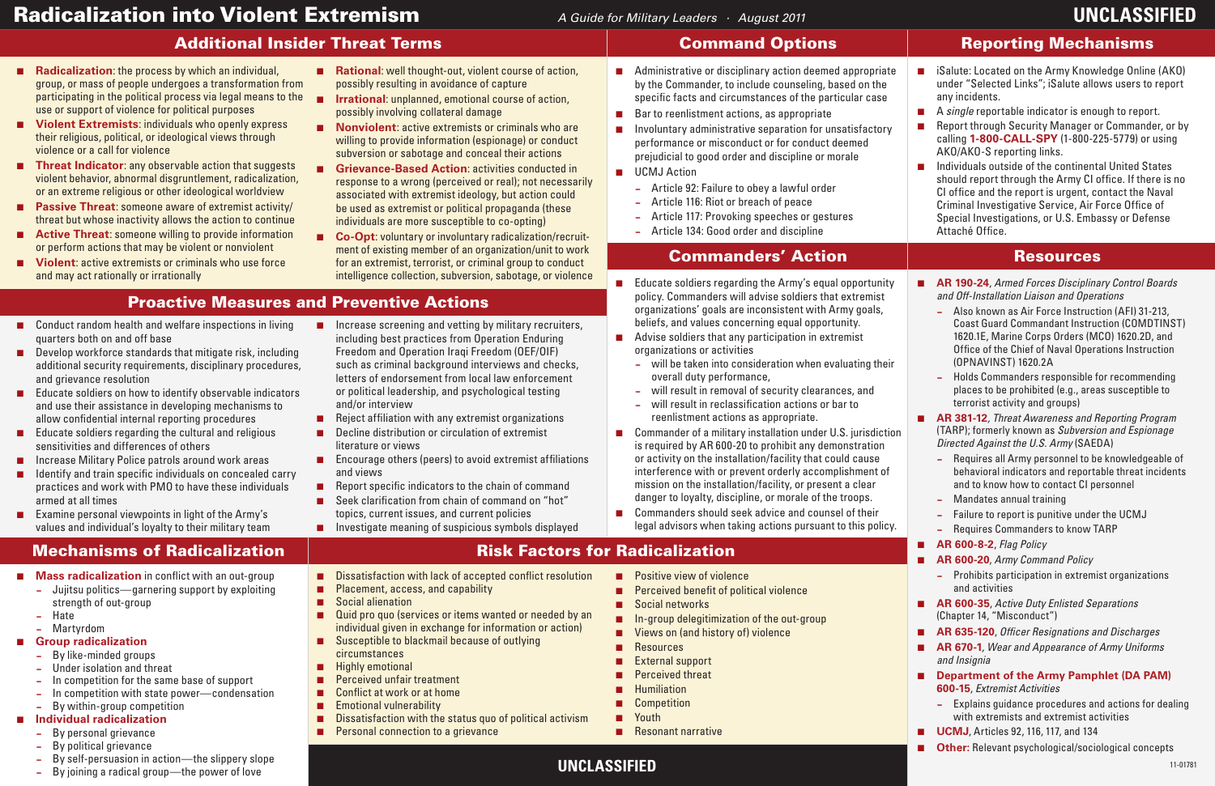# Radicalization into Violent Extremism

*A Guide for Military Leaders · August 2011*

UNCLASSIFIED

## Additional Insider Threat Terms

- **Radicalization**: the process by which an individual, group, or mass of people undergoes a transformation from participating in the political process via legal means to the use or support of violence for political purposes
- **Violent Extremists**: individuals who openly express their religious, political, or ideological views through violence or a call for violence
- **Threat Indicator**: any observable action that suggests violent behavior, abnormal disgruntlement, radicalization, or an extreme religious or other ideological worldview
- **Passive Threat**: someone aware of extremist activity/threat but whose inactivity allows the action to continue
- **Active Threat**: someone willing to provide information or perform actions that may be violent or nonviolent
- **Violent**: active extremists or criminals who use force and may act rationally or irrationally
- **Rational**: well thought-out, violent course of action, possibly resulting in avoidance of capture
- **Irrational**: unplanned, emotional course of action, possibly involving collateral damage
- **Nonviolent**: active extremists or criminals who are willing to provide information (espionage) or conduct subversion or sabotage and conceal their actions
- **Grievance-Based Action**: activities conducted in response to a wrong (perceived or real); not necessarily associated with extremist ideology, but action could be used as extremist or political propaganda (these individuals are more susceptible to co-opting)
- **Co-Opt**: voluntary or involuntary radicalization/recruitment of existing member of an organization/unit to work for an extremist, terrorist, or criminal group to conduct intelligence collection, subversion, sabotage, or violence

## Proactive Measures and Preventive Actions

- Conduct random health and welfare inspections in living quarters both on and off base
- Develop workforce standards that mitigate risk, including additional security requirements, disciplinary procedures, and grievance resolution
- Educate soldiers on how to identify observable indicators and use their assistance in developing mechanisms to allow confidential internal reporting procedures
- Educate soldiers regarding the cultural and religious sensitivities and differences of others
- Increase Military Police patrols around work areas
- Identify and train specific individuals on concealed carry practices and work with PMO to have these individuals armed at all times
- Examine personal viewpoints in light of the Army's values and individual's loyalty to their military team
- Increase screening and vetting by military recruiters, including best practices from Operation Enduring Freedom and Operation Iraqi Freedom (OEF/OIF) such as criminal background interviews and checks, letters of endorsement from local law enforcement or political leadership, and psychological testing and/or interview
- Reject affiliation with any extremist organizations
- Decline distribution or circulation of extremist literature or views
- Encourage others (peers) to avoid extremist affiliations and views
- Report specific indicators to the chain of command
- Seek clarification from chain of command on "hot" topics, current issues, and current policies
- Investigate meaning of suspicious symbols displayed

## Mechanisms of Radicalization

- **Mass radicalization** in conflict with an out-group
  - Jujitsu politics—garnering support by exploiting strength of out-group
  - Hate
  - Martyrdom
- **Group radicalization**
  - By like-minded groups
  - Under isolation and threat
  - In competition for the same base of support
  - In competition with state power—condensation
  - By within-group competition
- **Individual radicalization**
  - By personal grievance
  - By political grievance
  - By self-persuasion in action—the slippery slope
  - By joining a radical group—the power of love

## Risk Factors for Radicalization

- Dissatisfaction with lack of accepted conflict resolution
- Placement, access, and capability
- Social alienation
- Quid pro quo (services or items wanted or needed by an individual given in exchange for information or action)
- Susceptible to blackmail because of outlying circumstances
- Highly emotional
- Perceived unfair treatment
- Conflict at work or at home
- Emotional vulnerability
- Dissatisfaction with the status quo of political activism
- Personal connection to a grievance
- Positive view of violence
- Perceived benefit of political violence
- Social networks
- In-group delegitimization of the out-group
- Views on (and history of) violence
- Resources
- External support
- Perceived threat
- Humiliation
- Competition
- Youth
- Resonant narrative

## Command Options

- Administrative or disciplinary action deemed appropriate by the Commander, to include counseling, based on the specific facts and circumstances of the particular case
- Bar to reenlistment actions, as appropriate
- Involuntary administrative separation for unsatisfactory performance or misconduct or for conduct deemed prejudicial to good order and discipline or morale
- UCMJ Action
  - Article 92: Failure to obey a lawful order
  - Article 116: Riot or breach of peace
  - Article 117: Provoking speeches or gestures
  - Article 134: Good order and discipline

## Commanders' Action

- Educate soldiers regarding the Army's equal opportunity policy. Commanders will advise soldiers that extremist organizations' goals are inconsistent with Army goals, beliefs, and values concerning equal opportunity.
- Advise soldiers that any participation in extremist organizations or activities
  - will be taken into consideration when evaluating their overall duty performance,
  - will result in removal of security clearances, and
  - will result in reclassification actions or bar to reenlistment actions as appropriate.
- Commander of a military installation under U.S. jurisdiction is required by AR 600-20 to prohibit any demonstration or activity on the installation/facility that could cause interference with or prevent orderly accomplishment of mission on the installation/facility, or present a clear danger to loyalty, discipline, or morale of the troops.
- Commanders should seek advice and counsel of their legal advisors when taking actions pursuant to this policy.

## Reporting Mechanisms

- iSalute: Located on the Army Knowledge Online (AKO) under "Selected Links"; iSalute allows users to report any incidents.
- A *single* reportable indicator is enough to report.
- Report through Security Manager or Commander, or by calling **1-800-CALL-SPY** (1-800-225-5779) or using AKO/AKO-S reporting links.
- Individuals outside of the continental United States should report through the Army CI office. If there is no CI office and the report is urgent, contact the Naval Criminal Investigative Service, Air Force Office of Special Investigations, or U.S. Embassy or Defense Attaché Office.

## Resources

- **AR 190-24**, *Armed Forces Disciplinary Control Boards and Off-Installation Liaison and Operations*
  - Also known as Air Force Instruction (AFI) 31-213, Coast Guard Commandant Instruction (COMDTINST) 1620.1E, Marine Corps Orders (MCO) 1620.2D, and Office of the Chief of Naval Operations Instruction (OPNAVINST) 1620.2A
  - Holds Commanders responsible for recommending places to be prohibited (e.g., areas susceptible to terrorist activity and groups)
- **AR 381-12**, *Threat Awareness and Reporting Program* (TARP); formerly known as *Subversion and Espionage Directed Against the U.S. Army* (SAEDA)
  - Requires all Army personnel to be knowledgeable of behavioral indicators and reportable threat incidents and to know how to contact CI personnel
  - Mandates annual training
  - Failure to report is punitive under the UCMJ
  - Requires Commanders to know TARP
- **AR 600-8-2**, *Flag Policy*
- **AR 600-20**, *Army Command Policy*
  - Prohibits participation in extremist organizations and activities
- **AR 600-35**, *Active Duty Enlisted Separations* (Chapter 14, "Misconduct")
- **AR 635-120**, *Officer Resignations and Discharges*
- **AR 670-1**, *Wear and Appearance of Army Uniforms and Insignia*
- **Department of the Army Pamphlet (DA PAM) 600-15**, *Extremist Activities*
  - Explains guidance procedures and actions for dealing with extremists and extremist activities
- **UCMJ**, Articles 92, 116, 117, and 134
- **Other:** Relevant psychological/sociological concepts

UNCLASSIFIED

11-01781